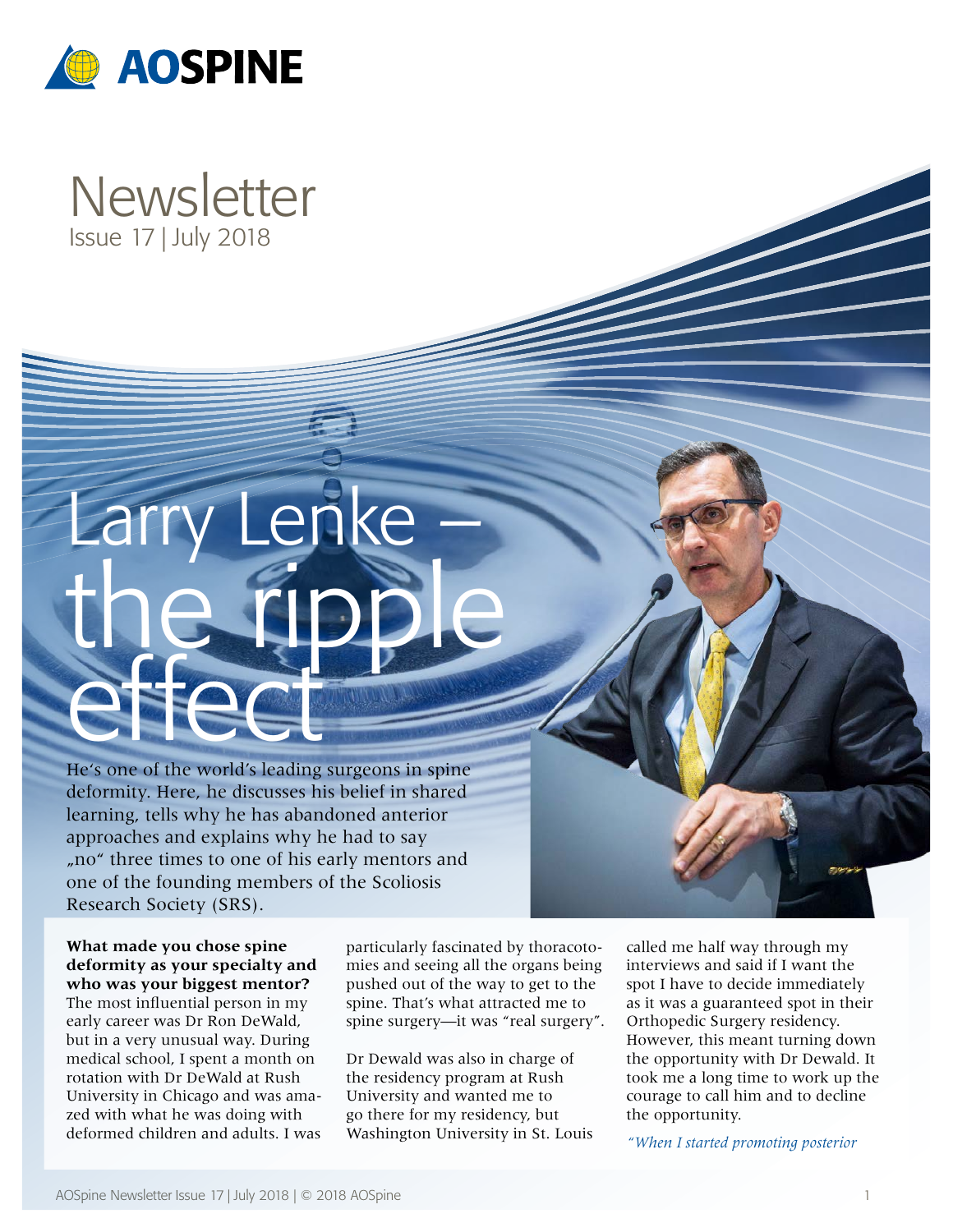AOSPINE

# Newsletter

Issue 17 | July 2018

# Larry Lenke – the ripple effect

He's one of the world's leading surgeons in spine deformity. Here, he discusses his belief in shared learning, tells why he has abandoned anterior approaches and explains why he had to say „no" three times to one of his early mentors and one of the founding members of the Scoliosis Research Society (SRS).

**What made you chose spine deformity as your specialty and who was your biggest mentor?**
The most influential person in my early career was Dr Ron DeWald, but in a very unusual way. During medical school, I spent a month on rotation with Dr DeWald at Rush University in Chicago and was amazed with what he was doing with deformed children and adults. I was particularly fascinated by thoracotomies and seeing all the organs being pushed out of the way to get to the spine. That's what attracted me to spine surgery—it was "real surgery".

Dr Dewald was also in charge of the residency program at Rush University and wanted me to go there for my residency, but Washington University in St. Louis called me half way through my interviews and said if I want the spot I have to decide immediately as it was a guaranteed spot in their Orthopedic Surgery residency. However, this meant turning down the opportunity with Dr Dewald. It took me a long time to work up the courage to call him and to decline the opportunity.

*"When I started promoting posterior*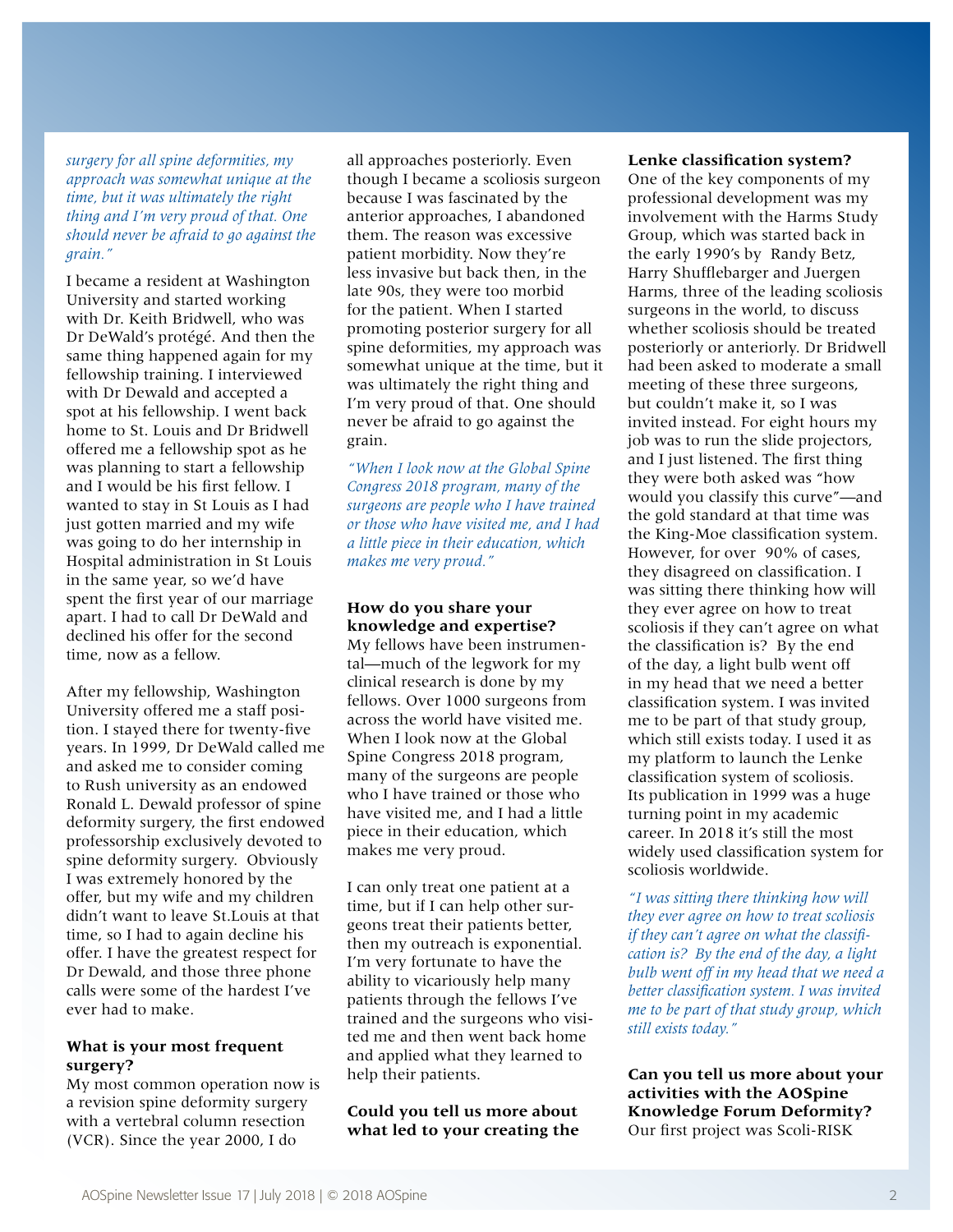*surgery for all spine deformities, my approach was somewhat unique at the time, but it was ultimately the right thing and I'm very proud of that. One should never be afraid to go against the grain."*

I became a resident at Washington University and started working with Dr. Keith Bridwell, who was Dr DeWald's protégé. And then the same thing happened again for my fellowship training. I interviewed with Dr Dewald and accepted a spot at his fellowship. I went back home to St. Louis and Dr Bridwell offered me a fellowship spot as he was planning to start a fellowship and I would be his first fellow. I wanted to stay in St Louis as I had just gotten married and my wife was going to do her internship in Hospital administration in St Louis in the same year, so we'd have spent the first year of our marriage apart. I had to call Dr DeWald and declined his offer for the second time, now as a fellow.

After my fellowship, Washington University offered me a staff position. I stayed there for twenty-five years. In 1999, Dr DeWald called me and asked me to consider coming to Rush university as an endowed Ronald L. Dewald professor of spine deformity surgery, the first endowed professorship exclusively devoted to spine deformity surgery. Obviously I was extremely honored by the offer, but my wife and my children didn't want to leave St.Louis at that time, so I had to again decline his offer. I have the greatest respect for Dr Dewald, and those three phone calls were some of the hardest I've ever had to make.

**What is your most frequent surgery?**

My most common operation now is a revision spine deformity surgery with a vertebral column resection (VCR). Since the year 2000, I do all approaches posteriorly. Even though I became a scoliosis surgeon because I was fascinated by the anterior approaches, I abandoned them. The reason was excessive patient morbidity. Now they're less invasive but back then, in the late 90s, they were too morbid for the patient. When I started promoting posterior surgery for all spine deformities, my approach was somewhat unique at the time, but it was ultimately the right thing and I'm very proud of that. One should never be afraid to go against the grain.

*"When I look now at the Global Spine Congress 2018 program, many of the surgeons are people who I have trained or those who have visited me, and I had a little piece in their education, which makes me very proud."*

**How do you share your knowledge and expertise?**

My fellows have been instrumental—much of the legwork for my clinical research is done by my fellows. Over 1000 surgeons from across the world have visited me. When I look now at the Global Spine Congress 2018 program, many of the surgeons are people who I have trained or those who have visited me, and I had a little piece in their education, which makes me very proud.

I can only treat one patient at a time, but if I can help other surgeons treat their patients better, then my outreach is exponential. I'm very fortunate to have the ability to vicariously help many patients through the fellows I've trained and the surgeons who visited me and then went back home and applied what they learned to help their patients.

**Could you tell us more about what led to your creating the Lenke classification system?**

One of the key components of my professional development was my involvement with the Harms Study Group, which was started back in the early 1990's by Randy Betz, Harry Shufflebarger and Juergen Harms, three of the leading scoliosis surgeons in the world, to discuss whether scoliosis should be treated posteriorly or anteriorly. Dr Bridwell had been asked to moderate a small meeting of these three surgeons, but couldn't make it, so I was invited instead. For eight hours my job was to run the slide projectors, and I just listened. The first thing they were both asked was "how would you classify this curve"—and the gold standard at that time was the King-Moe classification system. However, for over 90% of cases, they disagreed on classification. I was sitting there thinking how will they ever agree on how to treat scoliosis if they can't agree on what the classification is? By the end of the day, a light bulb went off in my head that we need a better classification system. I was invited me to be part of that study group, which still exists today. I used it as my platform to launch the Lenke classification system of scoliosis. Its publication in 1999 was a huge turning point in my academic career. In 2018 it's still the most widely used classification system for scoliosis worldwide.

*"I was sitting there thinking how will they ever agree on how to treat scoliosis if they can't agree on what the classification is? By the end of the day, a light bulb went off in my head that we need a better classification system. I was invited me to be part of that study group, which still exists today."*

**Can you tell us more about your activities with the AOSpine Knowledge Forum Deformity?**

Our first project was Scoli-RISK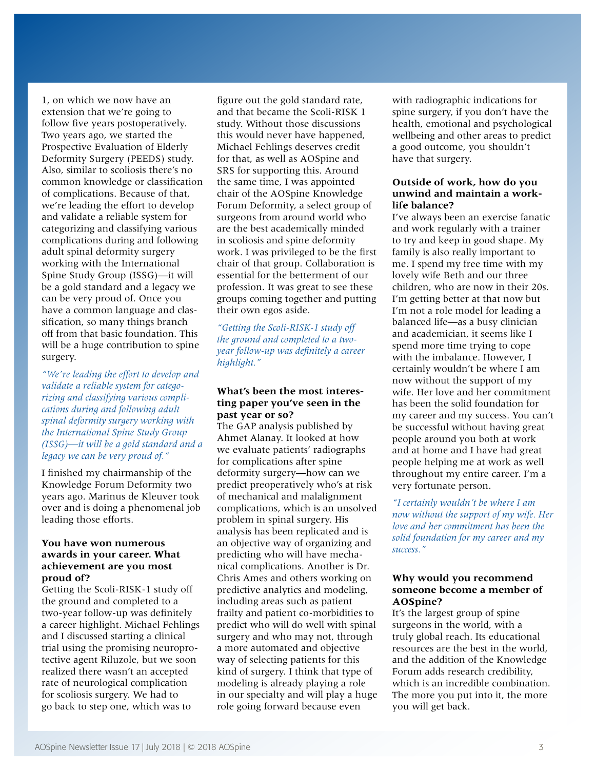1, on which we now have an extension that we're going to follow five years postoperatively. Two years ago, we started the Prospective Evaluation of Elderly Deformity Surgery (PEEDS) study. Also, similar to scoliosis there's no common knowledge or classification of complications. Because of that, we're leading the effort to develop and validate a reliable system for categorizing and classifying various complications during and following adult spinal deformity surgery working with the International Spine Study Group (ISSG)—it will be a gold standard and a legacy we can be very proud of. Once you have a common language and classification, so many things branch off from that basic foundation. This will be a huge contribution to spine surgery.

*"We're leading the effort to develop and validate a reliable system for categorizing and classifying various complications during and following adult spinal deformity surgery working with the International Spine Study Group (ISSG)—it will be a gold standard and a legacy we can be very proud of."*

I finished my chairmanship of the Knowledge Forum Deformity two years ago. Marinus de Kleuver took over and is doing a phenomenal job leading those efforts.

**You have won numerous awards in your career. What achievement are you most proud of?**

Getting the Scoli-RISK-1 study off the ground and completed to a two-year follow-up was definitely a career highlight. Michael Fehlings and I discussed starting a clinical trial using the promising neuroprotective agent Riluzole, but we soon realized there wasn't an accepted rate of neurological complication for scoliosis surgery. We had to go back to step one, which was to figure out the gold standard rate, and that became the Scoli-RISK 1 study. Without those discussions this would never have happened, Michael Fehlings deserves credit for that, as well as AOSpine and SRS for supporting this. Around the same time, I was appointed chair of the AOSpine Knowledge Forum Deformity, a select group of surgeons from around world who are the best academically minded in scoliosis and spine deformity work. I was privileged to be the first chair of that group. Collaboration is essential for the betterment of our profession. It was great to see these groups coming together and putting their own egos aside.

*"Getting the Scoli-RISK-1 study off the ground and completed to a two-year follow-up was definitely a career highlight."*

**What's been the most interesting paper you've seen in the past year or so?**

The GAP analysis published by Ahmet Alanay. It looked at how we evaluate patients' radiographs for complications after spine deformity surgery—how can we predict preoperatively who's at risk of mechanical and malalignment complications, which is an unsolved problem in spinal surgery. His analysis has been replicated and is an objective way of organizing and predicting who will have mechanical complications. Another is Dr. Chris Ames and others working on predictive analytics and modeling, including areas such as patient frailty and patient co-morbidities to predict who will do well with spinal surgery and who may not, through a more automated and objective way of selecting patients for this kind of surgery. I think that type of modeling is already playing a role in our specialty and will play a huge role going forward because even with radiographic indications for spine surgery, if you don't have the health, emotional and psychological wellbeing and other areas to predict a good outcome, you shouldn't have that surgery.

**Outside of work, how do you unwind and maintain a work-life balance?**

I've always been an exercise fanatic and work regularly with a trainer to try and keep in good shape. My family is also really important to me. I spend my free time with my lovely wife Beth and our three children, who are now in their 20s. I'm getting better at that now but I'm not a role model for leading a balanced life—as a busy clinician and academician, it seems like I spend more time trying to cope with the imbalance. However, I certainly wouldn't be where I am now without the support of my wife. Her love and her commitment has been the solid foundation for my career and my success. You can't be successful without having great people around you both at work and at home and I have had great people helping me at work as well throughout my entire career. I'm a very fortunate person.

*"I certainly wouldn't be where I am now without the support of my wife. Her love and her commitment has been the solid foundation for my career and my success."*

**Why would you recommend someone become a member of AOSpine?**

It's the largest group of spine surgeons in the world, with a truly global reach. Its educational resources are the best in the world, and the addition of the Knowledge Forum adds research credibility, which is an incredible combination. The more you put into it, the more you will get back.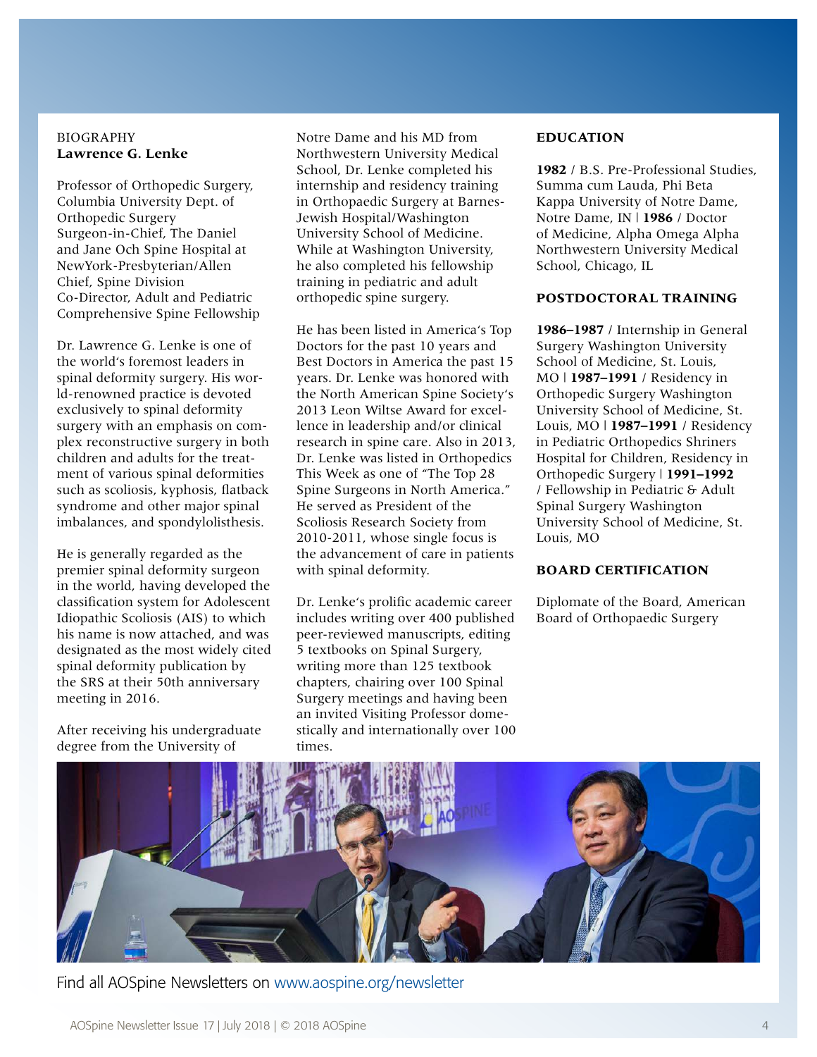BIOGRAPHY

## Lawrence G. Lenke

Professor of Orthopedic Surgery, Columbia University Dept. of Orthopedic Surgery
Surgeon-in-Chief, The Daniel and Jane Och Spine Hospital at NewYork-Presbyterian/Allen
Chief, Spine Division
Co-Director, Adult and Pediatric Comprehensive Spine Fellowship

Dr. Lawrence G. Lenke is one of the world's foremost leaders in spinal deformity surgery. His world-renowned practice is devoted exclusively to spinal deformity surgery with an emphasis on complex reconstructive surgery in both children and adults for the treatment of various spinal deformities such as scoliosis, kyphosis, flatback syndrome and other major spinal imbalances, and spondylolisthesis.

He is generally regarded as the premier spinal deformity surgeon in the world, having developed the classification system for Adolescent Idiopathic Scoliosis (AIS) to which his name is now attached, and was designated as the most widely cited spinal deformity publication by the SRS at their 50th anniversary meeting in 2016.

After receiving his undergraduate degree from the University of Notre Dame and his MD from Northwestern University Medical School, Dr. Lenke completed his internship and residency training in Orthopaedic Surgery at Barnes-Jewish Hospital/Washington University School of Medicine. While at Washington University, he also completed his fellowship training in pediatric and adult orthopedic spine surgery.

He has been listed in America's Top Doctors for the past 10 years and Best Doctors in America the past 15 years. Dr. Lenke was honored with the North American Spine Society's 2013 Leon Wiltse Award for excellence in leadership and/or clinical research in spine care. Also in 2013, Dr. Lenke was listed in Orthopedics This Week as one of "The Top 28 Spine Surgeons in North America." He served as President of the Scoliosis Research Society from 2010-2011, whose single focus is the advancement of care in patients with spinal deformity.

Dr. Lenke's prolific academic career includes writing over 400 published peer-reviewed manuscripts, editing 5 textbooks on Spinal Surgery, writing more than 125 textbook chapters, chairing over 100 Spinal Surgery meetings and having been an invited Visiting Professor domestically and internationally over 100 times.

### EDUCATION

**1982** / B.S. Pre-Professional Studies, Summa cum Lauda, Phi Beta Kappa University of Notre Dame, Notre Dame, IN | **1986** / Doctor of Medicine, Alpha Omega Alpha Northwestern University Medical School, Chicago, IL

### POSTDOCTORAL TRAINING

**1986–1987** / Internship in General Surgery Washington University School of Medicine, St. Louis, MO | **1987–1991** / Residency in Orthopedic Surgery Washington University School of Medicine, St. Louis, MO | **1987–1991** / Residency in Pediatric Orthopedics Shriners Hospital for Children, Residency in Orthopedic Surgery | **1991–1992** / Fellowship in Pediatric & Adult Spinal Surgery Washington University School of Medicine, St. Louis, MO

### BOARD CERTIFICATION

Diplomate of the Board, American Board of Orthopaedic Surgery

Find all AOSpine Newsletters on www.aospine.org/newsletter